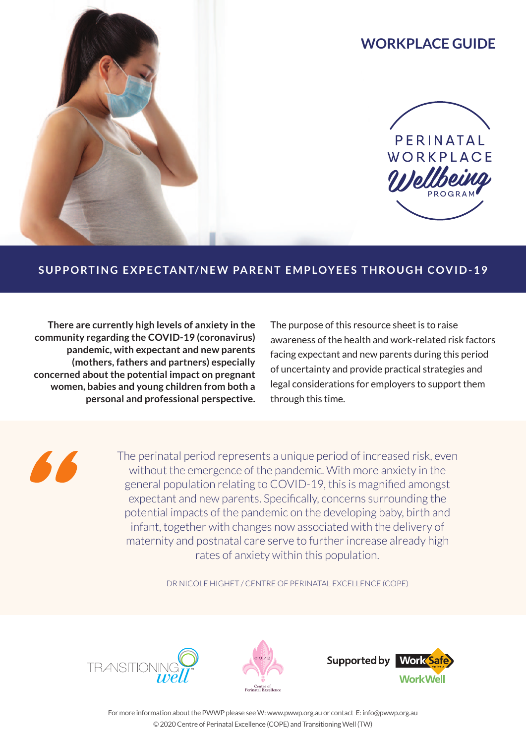# WORKPLACE GUIDE

PERINATAL WORKPLACE *Wellbeing* PROGRAM

## SUPPORTING EXPECTANT/NEW PARENT EMPLOYEES THROUGH COVID-19

**There are currently high levels of anxiety in the community regarding the COVID-19 (coronavirus) pandemic, with expectant and new parents (mothers, fathers and partners) especially concerned about the potential impact on pregnant women, babies and young children from both a personal and professional perspective.**

The purpose of this resource sheet is to raise awareness of the health and work-related risk factors facing expectant and new parents during this period of uncertainty and provide practical strategies and legal considerations for employers to support them through this time.

> The perinatal period represents a unique period of increased risk, even without the emergence of the pandemic. With more anxiety in the general population relating to COVID-19, this is magnified amongst expectant and new parents. Specifically, concerns surrounding the potential impacts of the pandemic on the developing baby, birth and infant, together with changes now associated with the delivery of maternity and postnatal care serve to further increase already high rates of anxiety within this population.
>
> DR NICOLE HIGHET / CENTRE OF PERINATAL EXCELLENCE (COPE)

TRANSITIONING well™ | COPE Centre of Perinatal Excellence | Supported by WorkSafe Victoria WorkWell

For more information about the PWWP please see W: www.pwwp.org.au or contact E: info@pwwp.org.au
© 2020 Centre of Perinatal Excellence (COPE) and Transitioning Well (TW)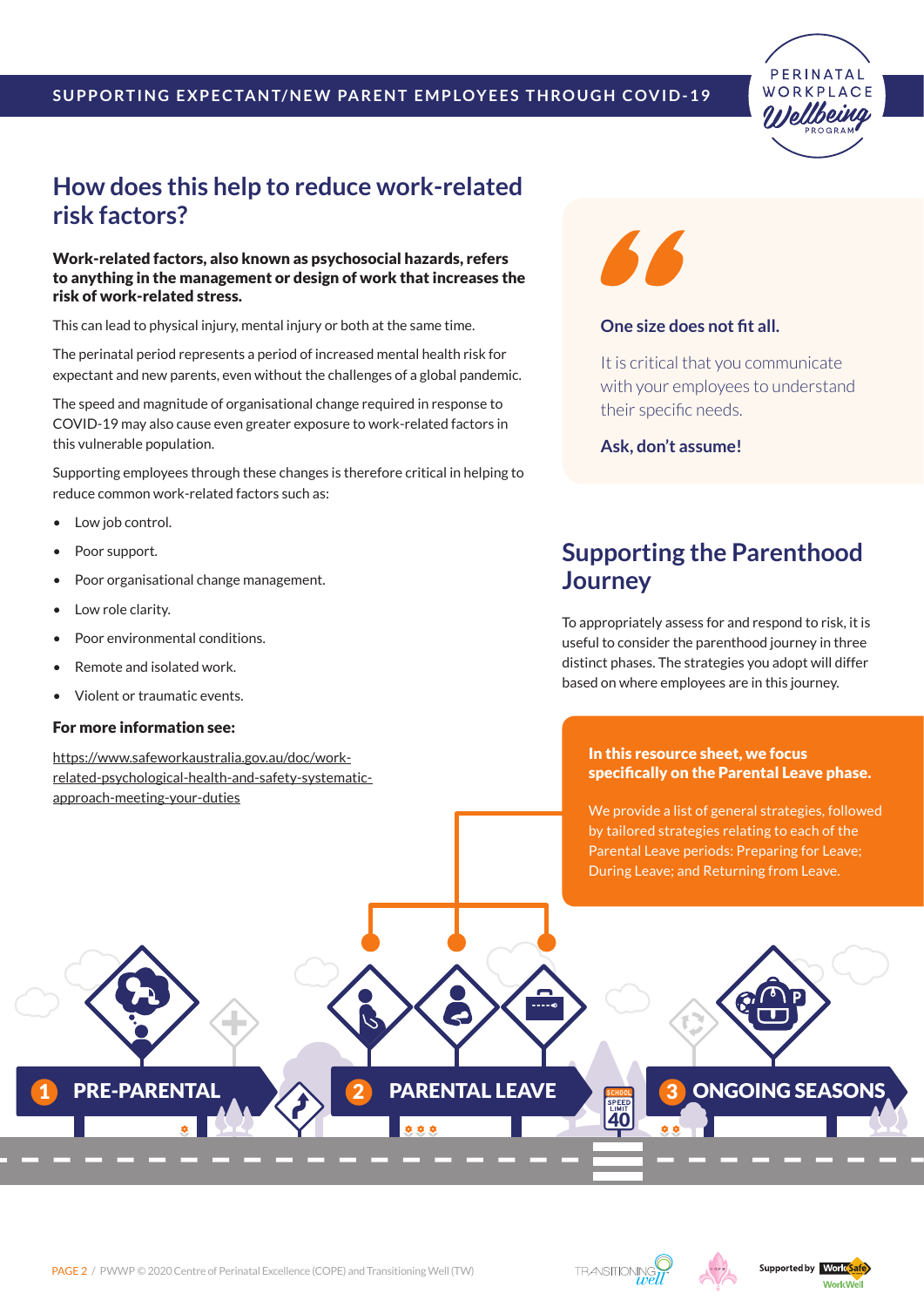## How does this help to reduce work-related risk factors?

**Work-related factors, also known as psychosocial hazards, refers to anything in the management or design of work that increases the risk of work-related stress.**

This can lead to physical injury, mental injury or both at the same time.

The perinatal period represents a period of increased mental health risk for expectant and new parents, even without the challenges of a global pandemic.

The speed and magnitude of organisational change required in response to COVID-19 may also cause even greater exposure to work-related factors in this vulnerable population.

Supporting employees through these changes is therefore critical in helping to reduce common work-related factors such as:

- Low job control.
- Poor support.
- Poor organisational change management.
- Low role clarity.
- Poor environmental conditions.
- Remote and isolated work.
- Violent or traumatic events.

**For more information see:**

https://www.safeworkaustralia.gov.au/doc/work-related-psychological-health-and-safety-systematic-approach-meeting-your-duties

> **One size does not fit all.**
>
> It is critical that you communicate with your employees to understand their specific needs.
>
> **Ask, don't assume!**

## Supporting the Parenthood Journey

To appropriately assess for and respond to risk, it is useful to consider the parenthood journey in three distinct phases. The strategies you adopt will differ based on where employees are in this journey.

**In this resource sheet, we focus specifically on the Parental Leave phase.**

We provide a list of general strategies, followed by tailored strategies relating to each of the Parental Leave periods: Preparing for Leave; During Leave; and Returning from Leave.

1 PRE-PARENTAL

2 PARENTAL LEAVE

3 ONGOING SEASONS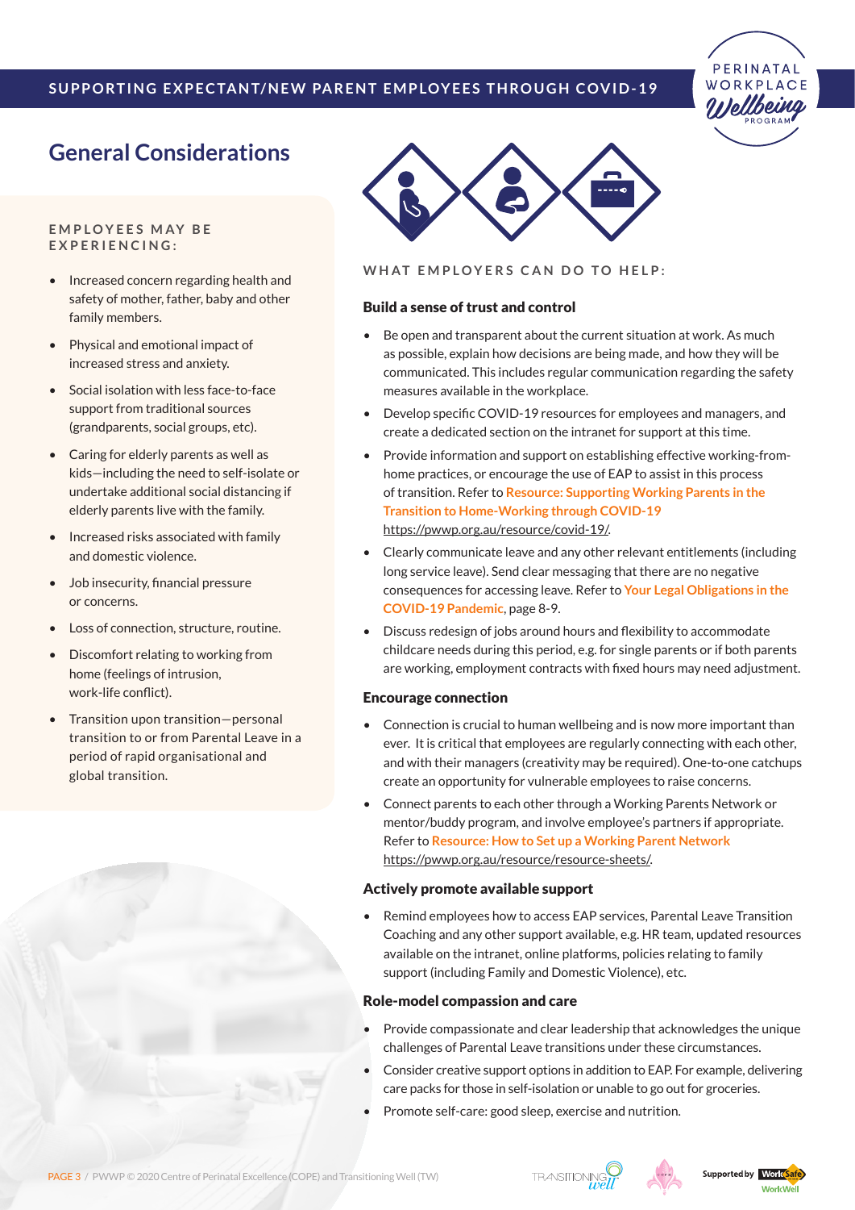# General Considerations

**EMPLOYEES MAY BE EXPERIENCING:**

- Increased concern regarding health and safety of mother, father, baby and other family members.
- Physical and emotional impact of increased stress and anxiety.
- Social isolation with less face-to-face support from traditional sources (grandparents, social groups, etc).
- Caring for elderly parents as well as kids—including the need to self-isolate or undertake additional social distancing if elderly parents live with the family.
- Increased risks associated with family and domestic violence.
- Job insecurity, financial pressure or concerns.
- Loss of connection, structure, routine.
- Discomfort relating to working from home (feelings of intrusion, work-life conflict).
- Transition upon transition—personal transition to or from Parental Leave in a period of rapid organisational and global transition.

**WHAT EMPLOYERS CAN DO TO HELP:**

### Build a sense of trust and control

- Be open and transparent about the current situation at work. As much as possible, explain how decisions are being made, and how they will be communicated. This includes regular communication regarding the safety measures available in the workplace.
- Develop specific COVID-19 resources for employees and managers, and create a dedicated section on the intranet for support at this time.
- Provide information and support on establishing effective working-from-home practices, or encourage the use of EAP to assist in this process of transition. Refer to **Resource: Supporting Working Parents in the Transition to Home-Working through COVID-19** https://pwwp.org.au/resource/covid-19/.
- Clearly communicate leave and any other relevant entitlements (including long service leave). Send clear messaging that there are no negative consequences for accessing leave. Refer to **Your Legal Obligations in the COVID-19 Pandemic**, page 8-9.
- Discuss redesign of jobs around hours and flexibility to accommodate childcare needs during this period, e.g. for single parents or if both parents are working, employment contracts with fixed hours may need adjustment.

### Encourage connection

- Connection is crucial to human wellbeing and is now more important than ever. It is critical that employees are regularly connecting with each other, and with their managers (creativity may be required). One-to-one catchups create an opportunity for vulnerable employees to raise concerns.
- Connect parents to each other through a Working Parents Network or mentor/buddy program, and involve employee's partners if appropriate. Refer to **Resource: How to Set up a Working Parent Network** https://pwwp.org.au/resource/resource-sheets/.

### Actively promote available support

- Remind employees how to access EAP services, Parental Leave Transition Coaching and any other support available, e.g. HR team, updated resources available on the intranet, online platforms, policies relating to family support (including Family and Domestic Violence), etc.

### Role-model compassion and care

- Provide compassionate and clear leadership that acknowledges the unique challenges of Parental Leave transitions under these circumstances.
- Consider creative support options in addition to EAP. For example, delivering care packs for those in self-isolation or unable to go out for groceries.
- Promote self-care: good sleep, exercise and nutrition.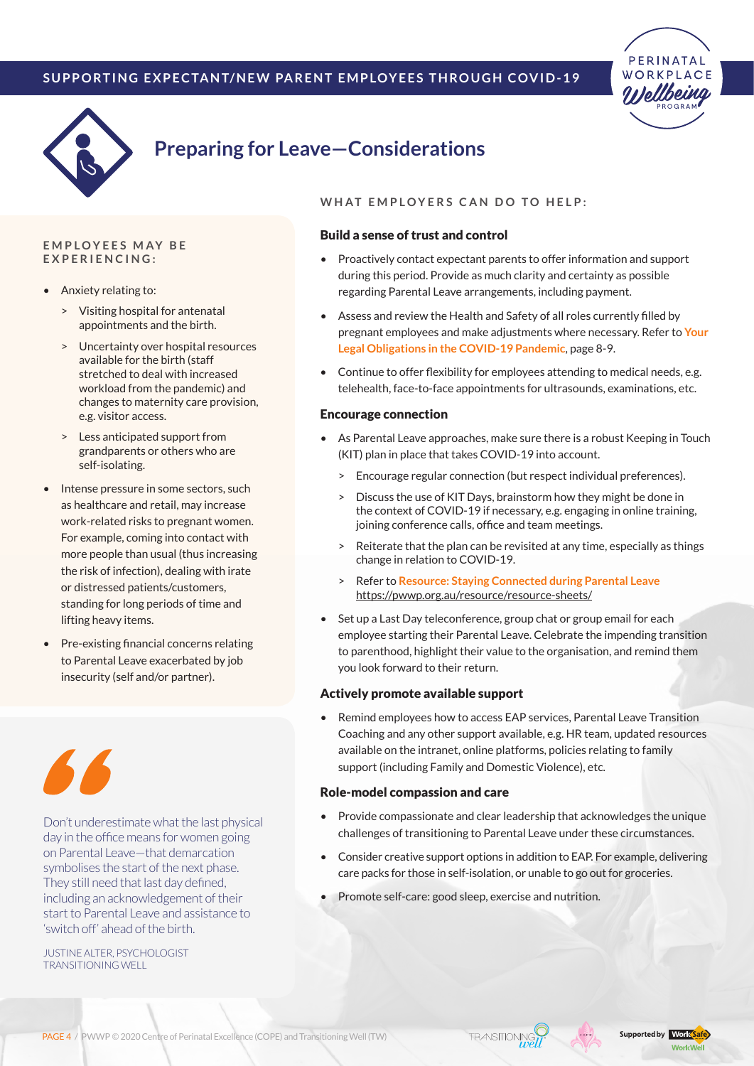# Preparing for Leave—Considerations

## EMPLOYEES MAY BE EXPERIENCING:

- Anxiety relating to:
  - > Visiting hospital for antenatal appointments and the birth.
  - > Uncertainty over hospital resources available for the birth (staff stretched to deal with increased workload from the pandemic) and changes to maternity care provision, e.g. visitor access.
  - > Less anticipated support from grandparents or others who are self-isolating.
- Intense pressure in some sectors, such as healthcare and retail, may increase work-related risks to pregnant women. For example, coming into contact with more people than usual (thus increasing the risk of infection), dealing with irate or distressed patients/customers, standing for long periods of time and lifting heavy items.
- Pre-existing financial concerns relating to Parental Leave exacerbated by job insecurity (self and/or partner).

> Don't underestimate what the last physical day in the office means for women going on Parental Leave—that demarcation symbolises the start of the next phase. They still need that last day defined, including an acknowledgement of their start to Parental Leave and assistance to 'switch off' ahead of the birth.
>
> JUSTINE ALTER, PSYCHOLOGIST
> TRANSITIONING WELL

## WHAT EMPLOYERS CAN DO TO HELP:

### Build a sense of trust and control

- Proactively contact expectant parents to offer information and support during this period. Provide as much clarity and certainty as possible regarding Parental Leave arrangements, including payment.
- Assess and review the Health and Safety of all roles currently filled by pregnant employees and make adjustments where necessary. Refer to **Your Legal Obligations in the COVID-19 Pandemic**, page 8-9.
- Continue to offer flexibility for employees attending to medical needs, e.g. telehealth, face-to-face appointments for ultrasounds, examinations, etc.

### Encourage connection

- As Parental Leave approaches, make sure there is a robust Keeping in Touch (KIT) plan in place that takes COVID-19 into account.
  - > Encourage regular connection (but respect individual preferences).
  - > Discuss the use of KIT Days, brainstorm how they might be done in the context of COVID-19 if necessary, e.g. engaging in online training, joining conference calls, office and team meetings.
  - > Reiterate that the plan can be revisited at any time, especially as things change in relation to COVID-19.
  - > Refer to **Resource: Staying Connected during Parental Leave** https://pwwp.org.au/resource/resource-sheets/
- Set up a Last Day teleconference, group chat or group email for each employee starting their Parental Leave. Celebrate the impending transition to parenthood, highlight their value to the organisation, and remind them you look forward to their return.

### Actively promote available support

- Remind employees how to access EAP services, Parental Leave Transition Coaching and any other support available, e.g. HR team, updated resources available on the intranet, online platforms, policies relating to family support (including Family and Domestic Violence), etc.

### Role-model compassion and care

- Provide compassionate and clear leadership that acknowledges the unique challenges of transitioning to Parental Leave under these circumstances.
- Consider creative support options in addition to EAP. For example, delivering care packs for those in self-isolation, or unable to go out for groceries.
- Promote self-care: good sleep, exercise and nutrition.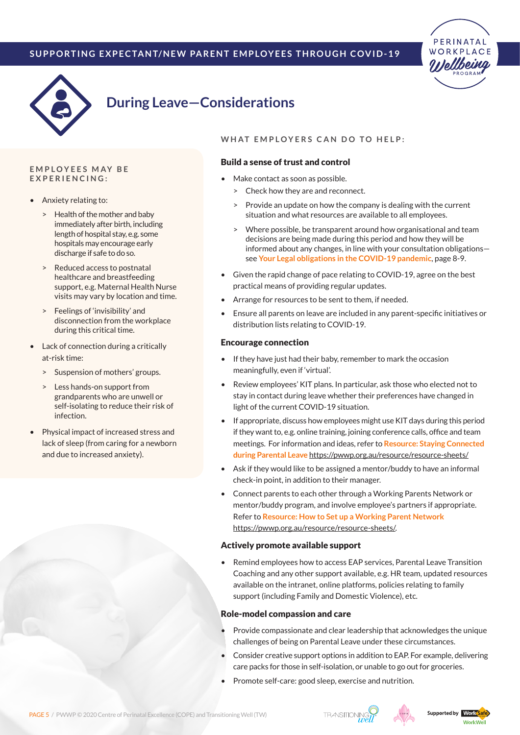# During Leave—Considerations

## EMPLOYEES MAY BE EXPERIENCING:

- Anxiety relating to:
  - Health of the mother and baby immediately after birth, including length of hospital stay, e.g. some hospitals may encourage early discharge if safe to do so.
  - Reduced access to postnatal healthcare and breastfeeding support, e.g. Maternal Health Nurse visits may vary by location and time.
  - Feelings of 'invisibility' and disconnection from the workplace during this critical time.
- Lack of connection during a critically at-risk time:
  - Suspension of mothers' groups.
  - Less hands-on support from grandparents who are unwell or self-isolating to reduce their risk of infection.
- Physical impact of increased stress and lack of sleep (from caring for a newborn and due to increased anxiety).

## WHAT EMPLOYERS CAN DO TO HELP:

### Build a sense of trust and control

- Make contact as soon as possible.
  - Check how they are and reconnect.
  - Provide an update on how the company is dealing with the current situation and what resources are available to all employees.
  - Where possible, be transparent around how organisational and team decisions are being made during this period and how they will be informed about any changes, in line with your consultation obligations—see **Your Legal obligations in the COVID-19 pandemic**, page 8-9.
- Given the rapid change of pace relating to COVID-19, agree on the best practical means of providing regular updates.
- Arrange for resources to be sent to them, if needed.
- Ensure all parents on leave are included in any parent-specific initiatives or distribution lists relating to COVID-19.

### Encourage connection

- If they have just had their baby, remember to mark the occasion meaningfully, even if 'virtual'.
- Review employees' KIT plans. In particular, ask those who elected not to stay in contact during leave whether their preferences have changed in light of the current COVID-19 situation.
- If appropriate, discuss how employees might use KIT days during this period if they want to, e.g. online training, joining conference calls, office and team meetings. For information and ideas, refer to **Resource: Staying Connected during Parental Leave** https://pwwp.org.au/resource/resource-sheets/
- Ask if they would like to be assigned a mentor/buddy to have an informal check-in point, in addition to their manager.
- Connect parents to each other through a Working Parents Network or mentor/buddy program, and involve employee's partners if appropriate. Refer to **Resource: How to Set up a Working Parent Network** https://pwwp.org.au/resource/resource-sheets/.

### Actively promote available support

- Remind employees how to access EAP services, Parental Leave Transition Coaching and any other support available, e.g. HR team, updated resources available on the intranet, online platforms, policies relating to family support (including Family and Domestic Violence), etc.

### Role-model compassion and care

- Provide compassionate and clear leadership that acknowledges the unique challenges of being on Parental Leave under these circumstances.
- Consider creative support options in addition to EAP. For example, delivering care packs for those in self-isolation, or unable to go out for groceries.
- Promote self-care: good sleep, exercise and nutrition.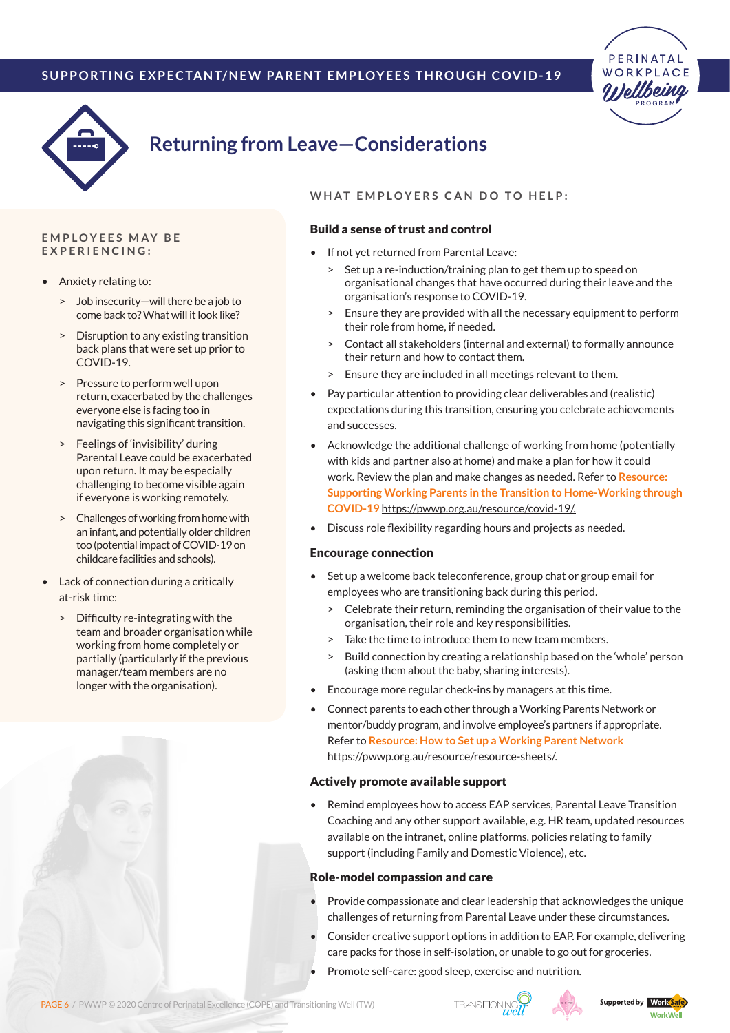# Returning from Leave—Considerations

## EMPLOYEES MAY BE EXPERIENCING:

- Anxiety relating to:
  - Job insecurity—will there be a job to come back to? What will it look like?
  - Disruption to any existing transition back plans that were set up prior to COVID-19.
  - Pressure to perform well upon return, exacerbated by the challenges everyone else is facing too in navigating this significant transition.
  - Feelings of 'invisibility' during Parental Leave could be exacerbated upon return. It may be especially challenging to become visible again if everyone is working remotely.
  - Challenges of working from home with an infant, and potentially older children too (potential impact of COVID-19 on childcare facilities and schools).
- Lack of connection during a critically at-risk time:
  - Difficulty re-integrating with the team and broader organisation while working from home completely or partially (particularly if the previous manager/team members are no longer with the organisation).

## WHAT EMPLOYERS CAN DO TO HELP:

### Build a sense of trust and control

- If not yet returned from Parental Leave:
  - Set up a re-induction/training plan to get them up to speed on organisational changes that have occurred during their leave and the organisation's response to COVID-19.
  - Ensure they are provided with all the necessary equipment to perform their role from home, if needed.
  - Contact all stakeholders (internal and external) to formally announce their return and how to contact them.
  - Ensure they are included in all meetings relevant to them.
- Pay particular attention to providing clear deliverables and (realistic) expectations during this transition, ensuring you celebrate achievements and successes.
- Acknowledge the additional challenge of working from home (potentially with kids and partner also at home) and make a plan for how it could work. Review the plan and make changes as needed. Refer to **Resource: Supporting Working Parents in the Transition to Home-Working through COVID-19** https://pwwp.org.au/resource/covid-19/.
- Discuss role flexibility regarding hours and projects as needed.

### Encourage connection

- Set up a welcome back teleconference, group chat or group email for employees who are transitioning back during this period.
  - Celebrate their return, reminding the organisation of their value to the organisation, their role and key responsibilities.
  - Take the time to introduce them to new team members.
  - Build connection by creating a relationship based on the 'whole' person (asking them about the baby, sharing interests).
- Encourage more regular check-ins by managers at this time.
- Connect parents to each other through a Working Parents Network or mentor/buddy program, and involve employee's partners if appropriate. Refer to **Resource: How to Set up a Working Parent Network** https://pwwp.org.au/resource/resource-sheets/.

### Actively promote available support

- Remind employees how to access EAP services, Parental Leave Transition Coaching and any other support available, e.g. HR team, updated resources available on the intranet, online platforms, policies relating to family support (including Family and Domestic Violence), etc.

### Role-model compassion and care

- Provide compassionate and clear leadership that acknowledges the unique challenges of returning from Parental Leave under these circumstances.
- Consider creative support options in addition to EAP. For example, delivering care packs for those in self-isolation, or unable to go out for groceries.
- Promote self-care: good sleep, exercise and nutrition.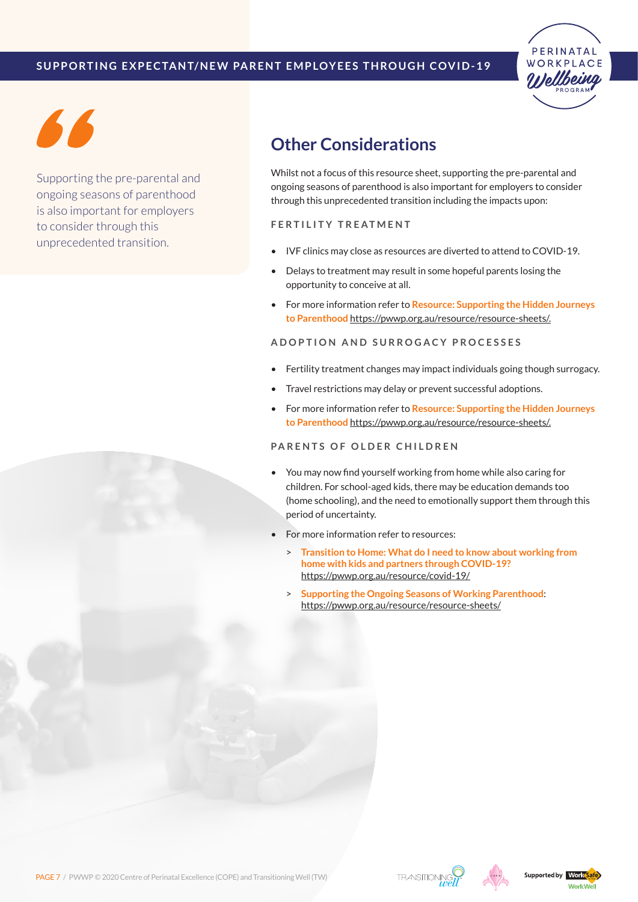> Supporting the pre-parental and ongoing seasons of parenthood is also important for employers to consider through this unprecedented transition.

## Other Considerations

Whilst not a focus of this resource sheet, supporting the pre-parental and ongoing seasons of parenthood is also important for employers to consider through this unprecedented transition including the impacts upon:

### FERTILITY TREATMENT

- IVF clinics may close as resources are diverted to attend to COVID-19.
- Delays to treatment may result in some hopeful parents losing the opportunity to conceive at all.
- For more information refer to **Resource: Supporting the Hidden Journeys to Parenthood** https://pwwp.org.au/resource/resource-sheets/.

### ADOPTION AND SURROGACY PROCESSES

- Fertility treatment changes may impact individuals going though surrogacy.
- Travel restrictions may delay or prevent successful adoptions.
- For more information refer to **Resource: Supporting the Hidden Journeys to Parenthood** https://pwwp.org.au/resource/resource-sheets/.

### PARENTS OF OLDER CHILDREN

- You may now find yourself working from home while also caring for children. For school-aged kids, there may be education demands too (home schooling), and the need to emotionally support them through this period of uncertainty.
- For more information refer to resources:
  - **Transition to Home: What do I need to know about working from home with kids and partners through COVID-19?** https://pwwp.org.au/resource/covid-19/
  - **Supporting the Ongoing Seasons of Working Parenthood**: https://pwwp.org.au/resource/resource-sheets/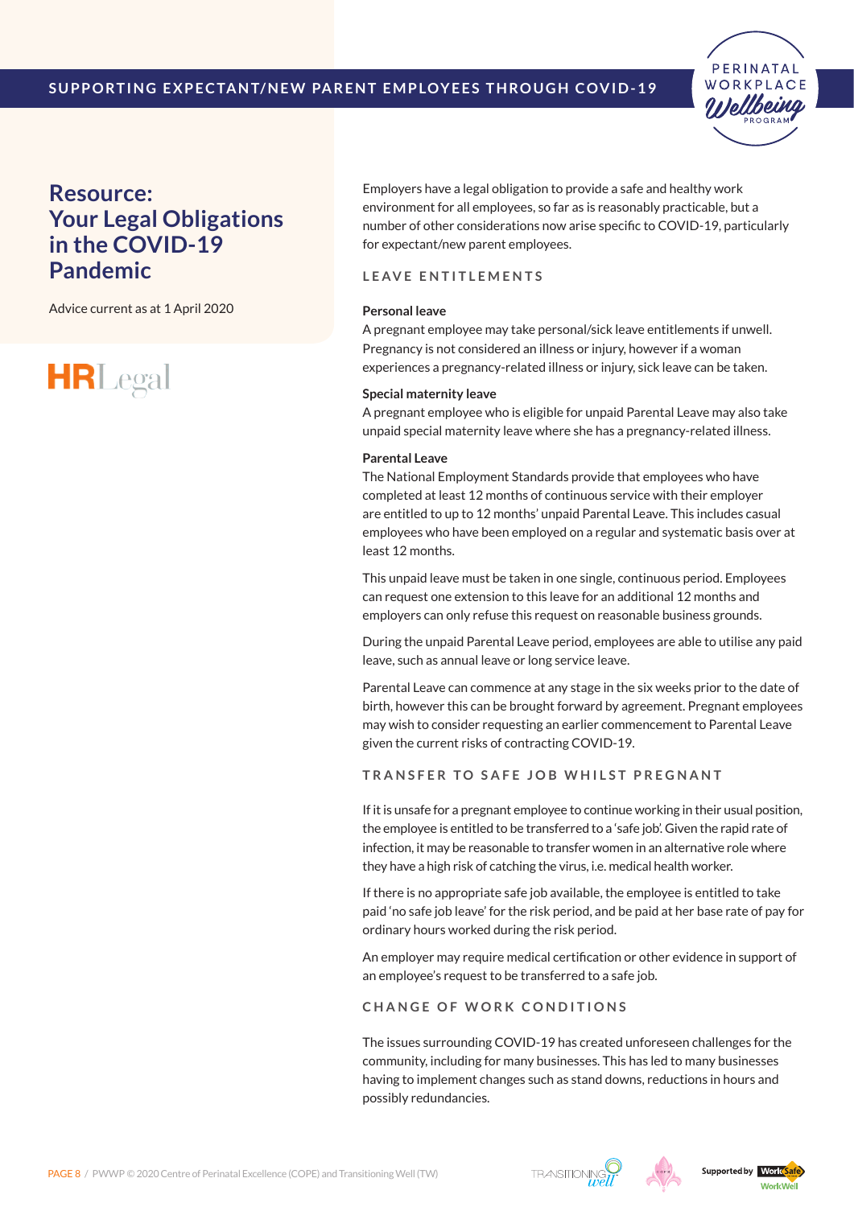#### Resource: Your Legal Obligations in the COVID-19 Pandemic

Advice current as at 1 April 2020

HRLegal

Employers have a legal obligation to provide a safe and healthy work environment for all employees, so far as is reasonably practicable, but a number of other considerations now arise specific to COVID-19, particularly for expectant/new parent employees.

## LEAVE ENTITLEMENTS

### Personal leave

A pregnant employee may take personal/sick leave entitlements if unwell. Pregnancy is not considered an illness or injury, however if a woman experiences a pregnancy-related illness or injury, sick leave can be taken.

### Special maternity leave

A pregnant employee who is eligible for unpaid Parental Leave may also take unpaid special maternity leave where she has a pregnancy-related illness.

### Parental Leave

The National Employment Standards provide that employees who have completed at least 12 months of continuous service with their employer are entitled to up to 12 months' unpaid Parental Leave. This includes casual employees who have been employed on a regular and systematic basis over at least 12 months.

This unpaid leave must be taken in one single, continuous period. Employees can request one extension to this leave for an additional 12 months and employers can only refuse this request on reasonable business grounds.

During the unpaid Parental Leave period, employees are able to utilise any paid leave, such as annual leave or long service leave.

Parental Leave can commence at any stage in the six weeks prior to the date of birth, however this can be brought forward by agreement. Pregnant employees may wish to consider requesting an earlier commencement to Parental Leave given the current risks of contracting COVID-19.

## TRANSFER TO SAFE JOB WHILST PREGNANT

If it is unsafe for a pregnant employee to continue working in their usual position, the employee is entitled to be transferred to a 'safe job'. Given the rapid rate of infection, it may be reasonable to transfer women in an alternative role where they have a high risk of catching the virus, i.e. medical health worker.

If there is no appropriate safe job available, the employee is entitled to take paid 'no safe job leave' for the risk period, and be paid at her base rate of pay for ordinary hours worked during the risk period.

An employer may require medical certification or other evidence in support of an employee's request to be transferred to a safe job.

## CHANGE OF WORK CONDITIONS

The issues surrounding COVID-19 has created unforeseen challenges for the community, including for many businesses. This has led to many businesses having to implement changes such as stand downs, reductions in hours and possibly redundancies.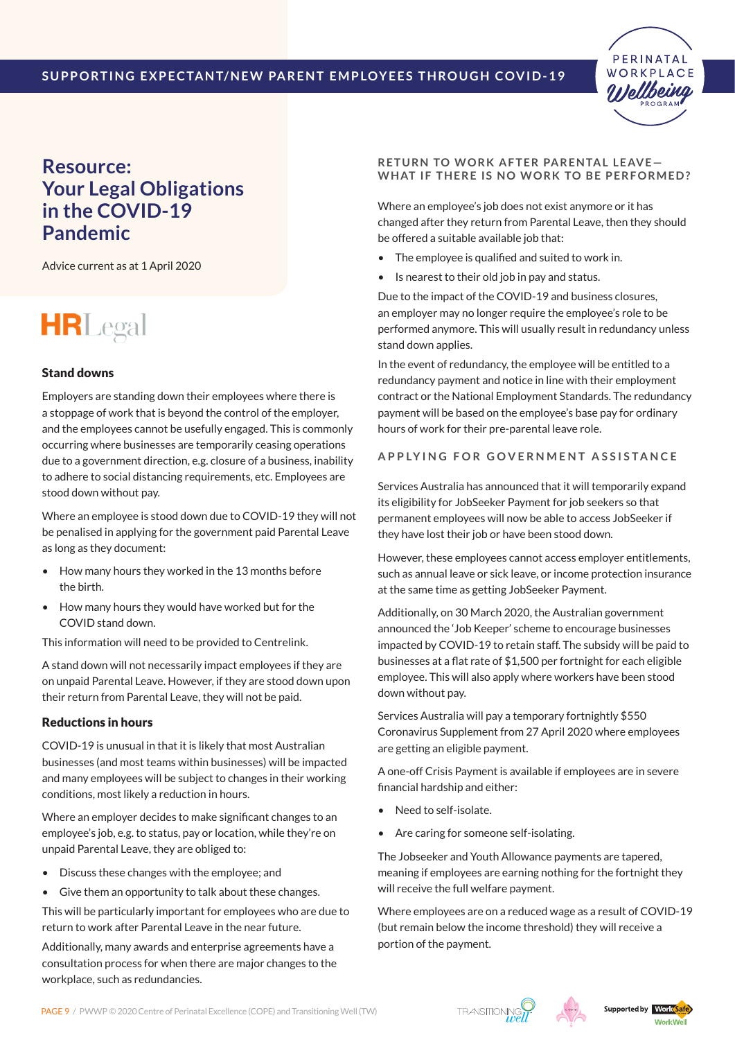# Resource: Your Legal Obligations in the COVID-19 Pandemic

Advice current as at 1 April 2020

HRLegal

### Stand downs

Employers are standing down their employees where there is a stoppage of work that is beyond the control of the employer, and the employees cannot be usefully engaged. This is commonly occurring where businesses are temporarily ceasing operations due to a government direction, e.g. closure of a business, inability to adhere to social distancing requirements, etc. Employees are stood down without pay.

Where an employee is stood down due to COVID-19 they will not be penalised in applying for the government paid Parental Leave as long as they document:

- How many hours they worked in the 13 months before the birth.
- How many hours they would have worked but for the COVID stand down.

This information will need to be provided to Centrelink.

A stand down will not necessarily impact employees if they are on unpaid Parental Leave. However, if they are stood down upon their return from Parental Leave, they will not be paid.

### Reductions in hours

COVID-19 is unusual in that it is likely that most Australian businesses (and most teams within businesses) will be impacted and many employees will be subject to changes in their working conditions, most likely a reduction in hours.

Where an employer decides to make significant changes to an employee's job, e.g. to status, pay or location, while they're on unpaid Parental Leave, they are obliged to:

- Discuss these changes with the employee; and
- Give them an opportunity to talk about these changes.

This will be particularly important for employees who are due to return to work after Parental Leave in the near future.

Additionally, many awards and enterprise agreements have a consultation process for when there are major changes to the workplace, such as redundancies.

### RETURN TO WORK AFTER PARENTAL LEAVE— WHAT IF THERE IS NO WORK TO BE PERFORMED?

Where an employee's job does not exist anymore or it has changed after they return from Parental Leave, then they should be offered a suitable available job that:

- The employee is qualified and suited to work in.
- Is nearest to their old job in pay and status.

Due to the impact of the COVID-19 and business closures, an employer may no longer require the employee's role to be performed anymore. This will usually result in redundancy unless stand down applies.

In the event of redundancy, the employee will be entitled to a redundancy payment and notice in line with their employment contract or the National Employment Standards. The redundancy payment will be based on the employee's base pay for ordinary hours of work for their pre-parental leave role.

### APPLYING FOR GOVERNMENT ASSISTANCE

Services Australia has announced that it will temporarily expand its eligibility for JobSeeker Payment for job seekers so that permanent employees will now be able to access JobSeeker if they have lost their job or have been stood down.

However, these employees cannot access employer entitlements, such as annual leave or sick leave, or income protection insurance at the same time as getting JobSeeker Payment.

Additionally, on 30 March 2020, the Australian government announced the 'Job Keeper' scheme to encourage businesses impacted by COVID-19 to retain staff. The subsidy will be paid to businesses at a flat rate of $1,500 per fortnight for each eligible employee. This will also apply where workers have been stood down without pay.

Services Australia will pay a temporary fortnightly $550 Coronavirus Supplement from 27 April 2020 where employees are getting an eligible payment.

A one-off Crisis Payment is available if employees are in severe financial hardship and either:

- Need to self-isolate.
- Are caring for someone self-isolating.

The Jobseeker and Youth Allowance payments are tapered, meaning if employees are earning nothing for the fortnight they will receive the full welfare payment.

Where employees are on a reduced wage as a result of COVID-19 (but remain below the income threshold) they will receive a portion of the payment.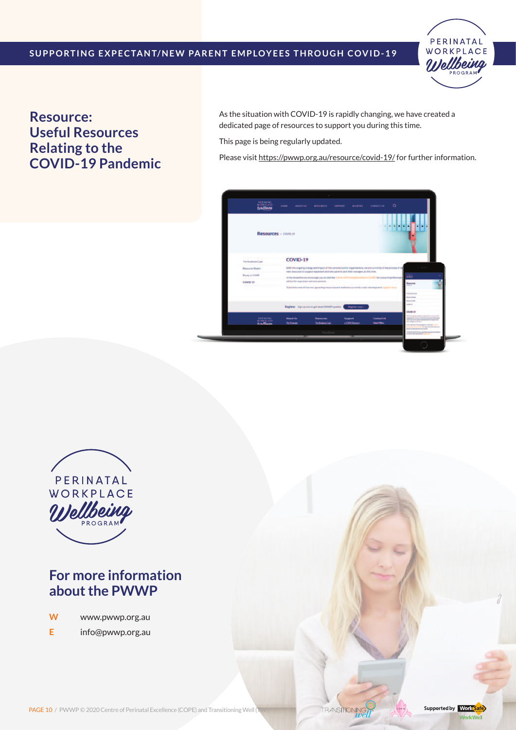# Resource: Useful Resources Relating to the COVID-19 Pandemic

As the situation with COVID-19 is rapidly changing, we have created a dedicated page of resources to support you during this time.

This page is being regularly updated.

Please visit https://pwwp.org.au/resource/covid-19/ for further information.

## For more information about the PWWP

**W** www.pwwp.org.au

**E** info@pwwp.org.au